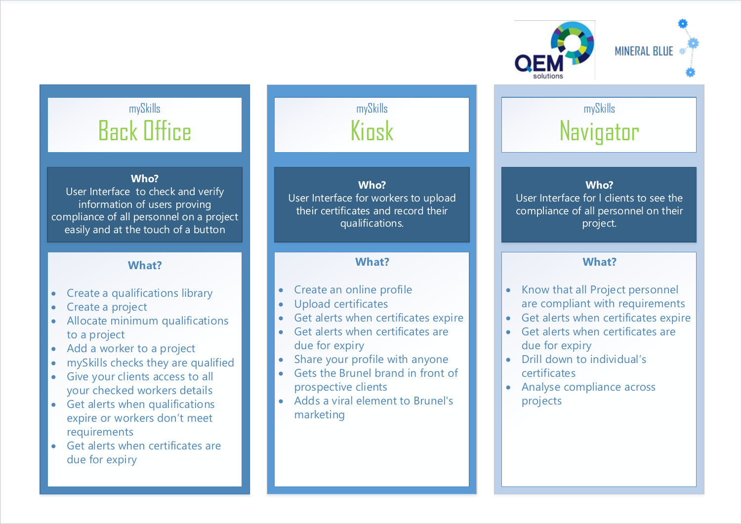QEM solutions

MINERAL BLUE

## mySkills Back Office

**Who?**
User Interface to check and verify information of users proving compliance of all personnel on a project easily and at the touch of a button

**What?**

- Create a qualifications library
- Create a project
- Allocate minimum qualifications to a project
- Add a worker to a project
- mySkills checks they are qualified
- Give your clients access to all your checked workers details
- Get alerts when qualifications expire or workers don't meet requirements
- Get alerts when certificates are due for expiry

## mySkills Kiosk

**Who?**
User Interface for workers to upload their certificates and record their qualifications.

**What?**

- Create an online profile
- Upload certificates
- Get alerts when certificates expire
- Get alerts when certificates are due for expiry
- Share your profile with anyone
- Gets the Brunel brand in front of prospective clients
- Adds a viral element to Brunel's marketing

## mySkills Navigator

**Who?**
User Interface for l clients to see the compliance of all personnel on their project.

**What?**

- Know that all Project personnel are compliant with requirements
- Get alerts when certificates expire
- Get alerts when certificates are due for expiry
- Drill down to individual's certificates
- Analyse compliance across projects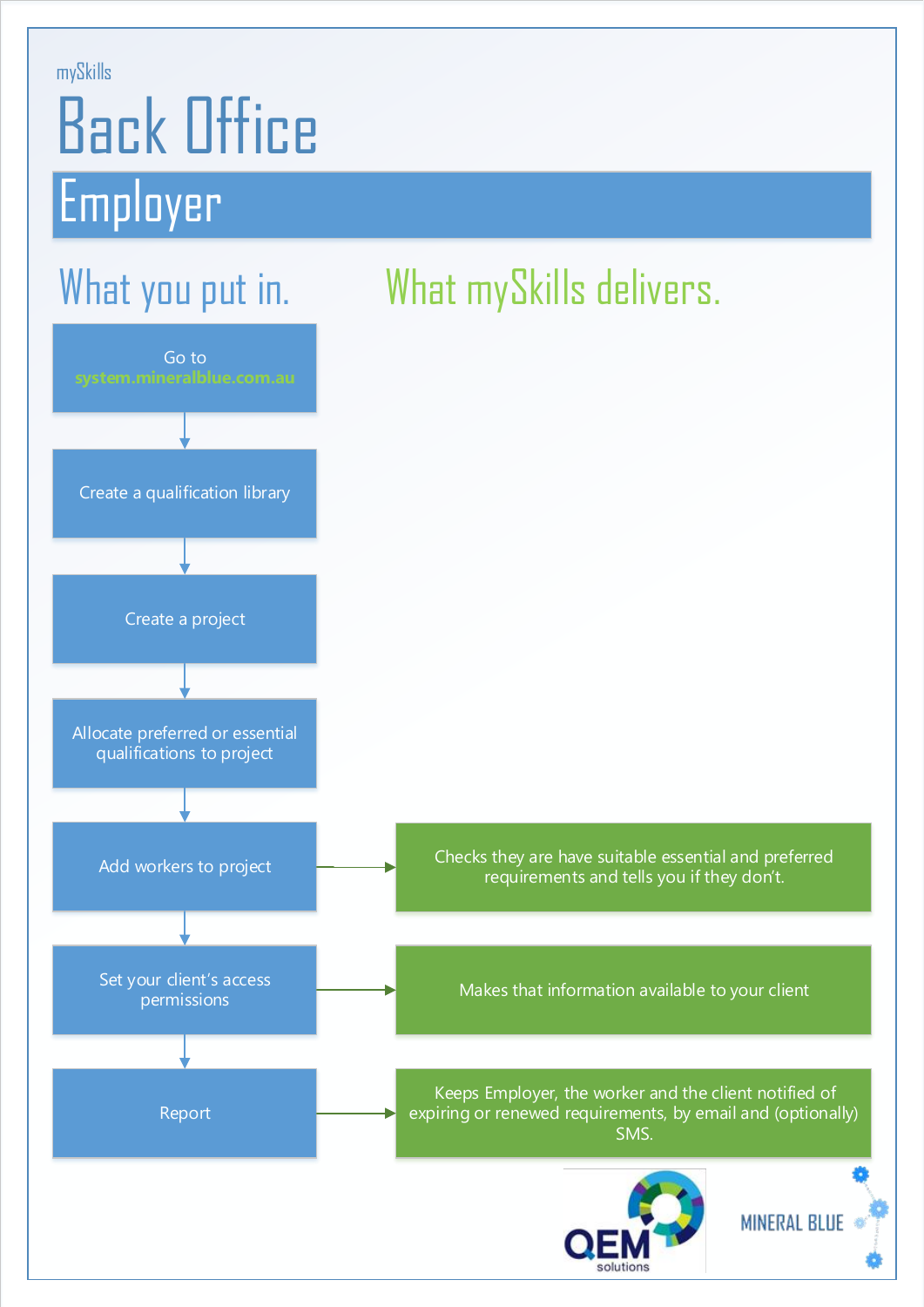mySkills

# Back Office

## Employer

### What you put in.

1. Go to **system.mineralblue.com.au**
2. Create a qualification library
3. Create a project
4. Allocate preferred or essential qualifications to project
5. Add workers to project
6. Set your client's access permissions
7. Report

### What mySkills delivers.

- **Add workers to project** → Checks they are have suitable essential and preferred requirements and tells you if they don't.
- **Set your client's access permissions** → Makes that information available to your client
- **Report** → Keeps Employer, the worker and the client notified of expiring or renewed requirements, by email and (optionally) SMS.

QEM solutions

MINERAL BLUE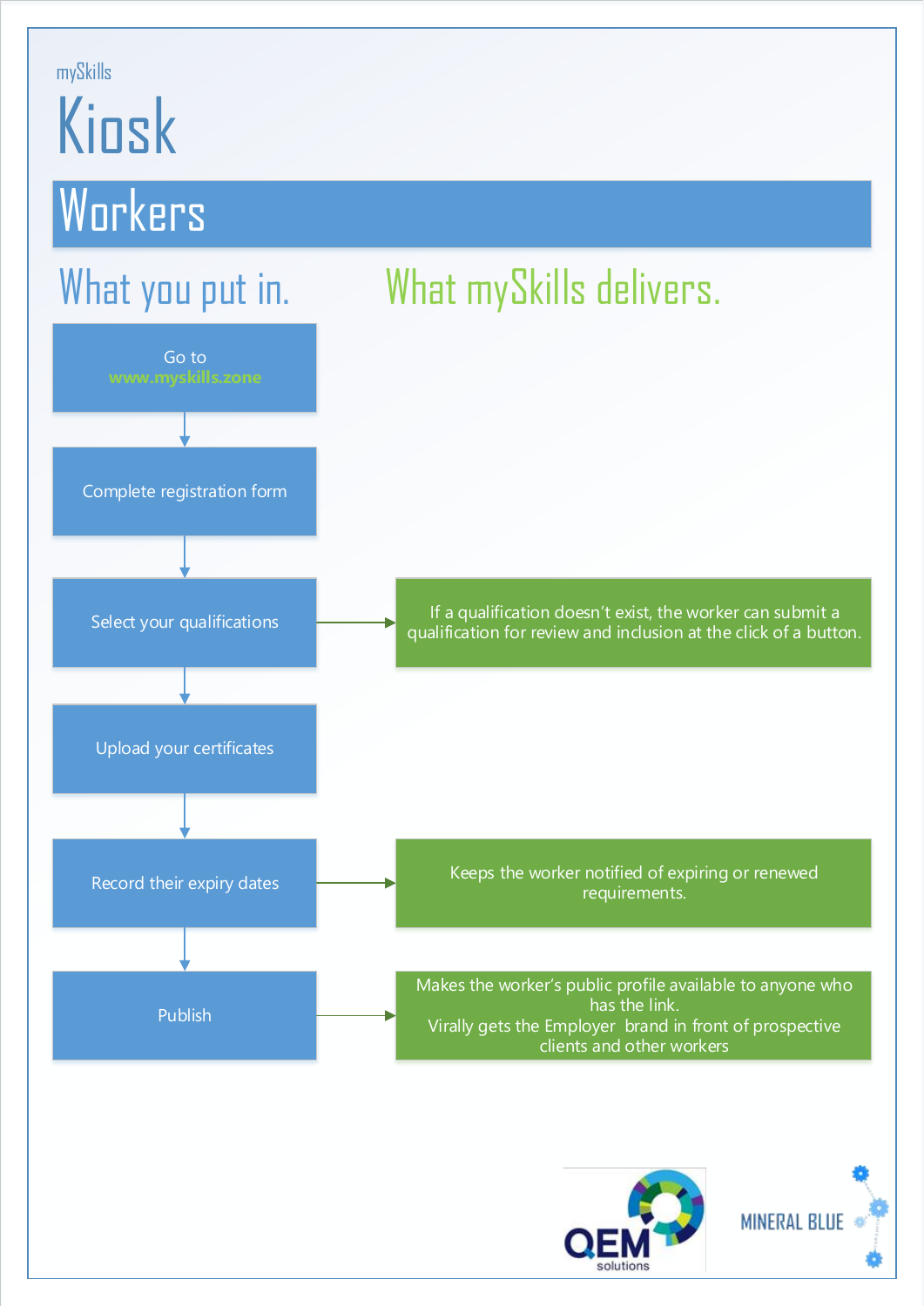mySkills

# Kiosk

## Workers

### What you put in.

1. Go to **www.myskills.zone**
2. Complete registration form
3. Select your qualifications
4. Upload your certificates
5. Record their expiry dates
6. Publish

### What mySkills delivers.

- **Select your qualifications** → If a qualification doesn't exist, the worker can submit a qualification for review and inclusion at the click of a button.
- **Record their expiry dates** → Keeps the worker notified of expiring or renewed requirements.
- **Publish** → Makes the worker's public profile available to anyone who has the link. Virally gets the Employer brand in front of prospective clients and other workers

QEM solutions

MINERAL BLUE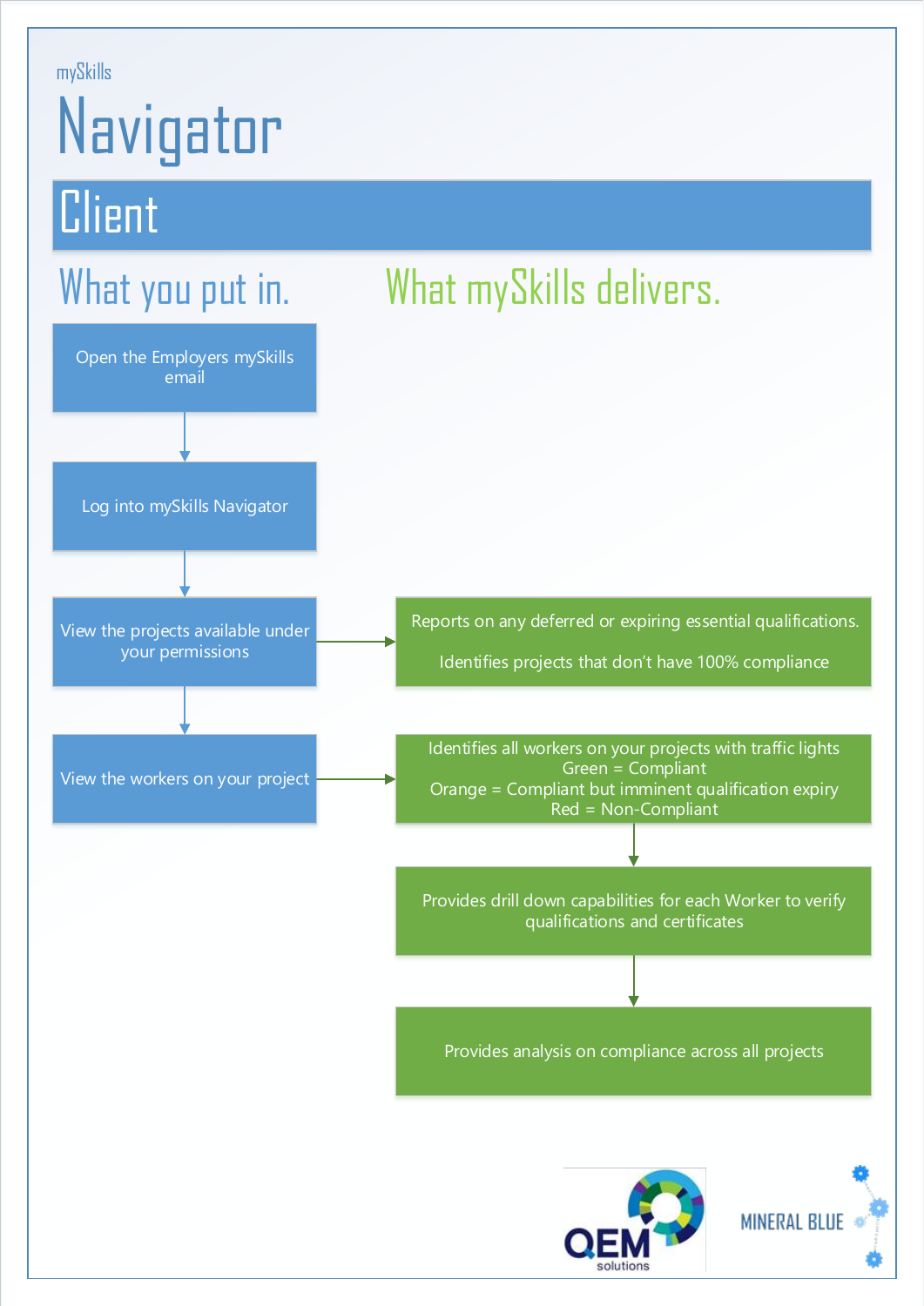mySkills

# Navigator

## Client

### What you put in.

Open the Employers mySkills email

Log into mySkills Navigator

View the projects available under your permissions

View the workers on your project

### What mySkills delivers.

Reports on any deferred or expiring essential qualifications.

Identifies projects that don't have 100% compliance

Identifies all workers on your projects with traffic lights
Green = Compliant
Orange = Compliant but imminent qualification expiry
Red = Non-Compliant

Provides drill down capabilities for each Worker to verify qualifications and certificates

Provides analysis on compliance across all projects

QEM solutions

MINERAL BLUE